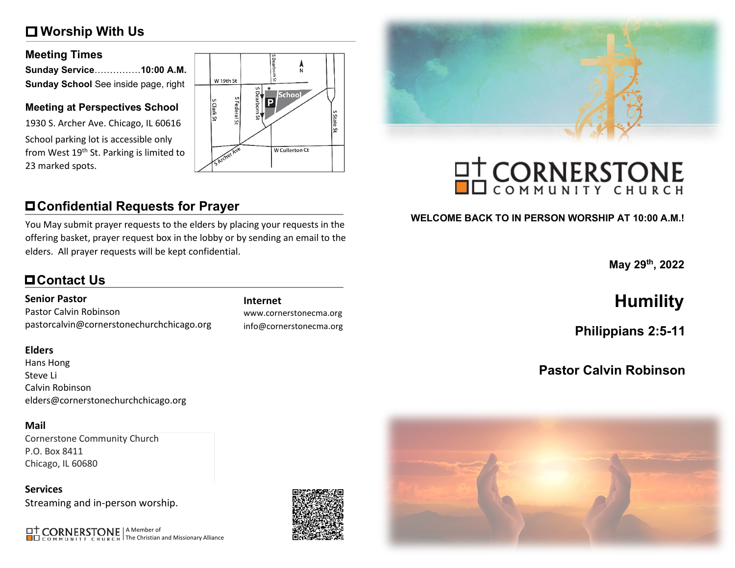## Worship With Us

### Meeting Times

**Sunday Service**...............**10:00 A.M.**
**Sunday School** See inside page, right

### Meeting at Perspectives School

1930 S. Archer Ave. Chicago, IL 60616

School parking lot is accessible only from West 19th St. Parking is limited to 23 marked spots.

## Confidential Requests for Prayer

You May submit prayer requests to the elders by placing your requests in the offering basket, prayer request box in the lobby or by sending an email to the elders. All prayer requests will be kept confidential.

## Contact Us

**Senior Pastor**
Pastor Calvin Robinson
pastorcalvin@cornerstonechurchchicago.org

**Internet**
www.cornerstonecma.org
info@cornerstonecma.org

**Elders**
Hans Hong
Steve Li
Calvin Robinson
elders@cornerstonechurchchicago.org

**Mail**
Cornerstone Community Church
P.O. Box 8411
Chicago, IL 60680

**Services**
Streaming and in-person worship.

CORNERSTONE COMMUNITY CHURCH | A Member of The Christian and Missionary Alliance

# CORNERSTONE COMMUNITY CHURCH

**WELCOME BACK TO IN PERSON WORSHIP AT 10:00 A.M.!**

**May 29th, 2022**

# Humility

### Philippians 2:5-11

### Pastor Calvin Robinson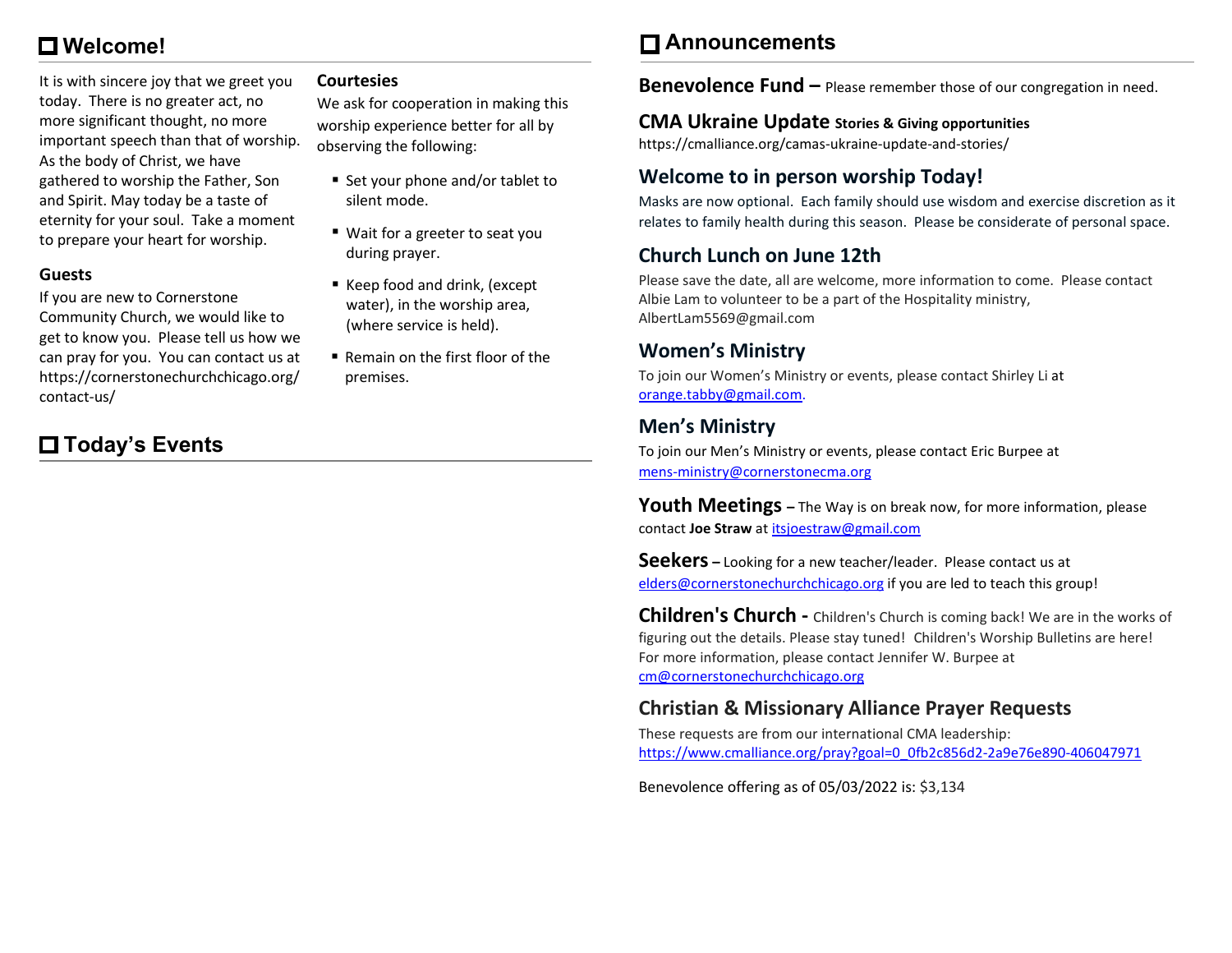## ☐ Welcome!

It is with sincere joy that we greet you today. There is no greater act, no more significant thought, no more important speech than that of worship. As the body of Christ, we have gathered to worship the Father, Son and Spirit. May today be a taste of eternity for your soul. Take a moment to prepare your heart for worship.

### Guests

If you are new to Cornerstone Community Church, we would like to get to know you. Please tell us how we can pray for you. You can contact us at https://cornerstonechurchchicago.org/contact-us/

### Courtesies

We ask for cooperation in making this worship experience better for all by observing the following:

- Set your phone and/or tablet to silent mode.
- Wait for a greeter to seat you during prayer.
- Keep food and drink, (except water), in the worship area, (where service is held).
- Remain on the first floor of the premises.

## ☐ Today's Events

## ☐ Announcements

**Benevolence Fund –** Please remember those of our congregation in need.

### CMA Ukraine Update **Stories & Giving opportunities**

https://cmalliance.org/camas-ukraine-update-and-stories/

### Welcome to in person worship Today!

Masks are now optional. Each family should use wisdom and exercise discretion as it relates to family health during this season. Please be considerate of personal space.

### Church Lunch on June 12th

Please save the date, all are welcome, more information to come. Please contact Albie Lam to volunteer to be a part of the Hospitality ministry, AlbertLam5569@gmail.com

### Women's Ministry

To join our Women's Ministry or events, please contact Shirley Li at orange.tabby@gmail.com.

### Men's Ministry

To join our Men's Ministry or events, please contact Eric Burpee at mens-ministry@cornerstonecma.org

**Youth Meetings –** The Way is on break now, for more information, please contact **Joe Straw** at itsjoestraw@gmail.com

**Seekers –** Looking for a new teacher/leader. Please contact us at elders@cornerstonechurchchicago.org if you are led to teach this group!

**Children's Church -** Children's Church is coming back! We are in the works of figuring out the details. Please stay tuned! Children's Worship Bulletins are here! For more information, please contact Jennifer W. Burpee at cm@cornerstonechurchchicago.org

### Christian & Missionary Alliance Prayer Requests

These requests are from our international CMA leadership:
https://www.cmalliance.org/pray?goal=0_0fb2c856d2-2a9e76e890-406047971

Benevolence offering as of 05/03/2022 is: $3,134